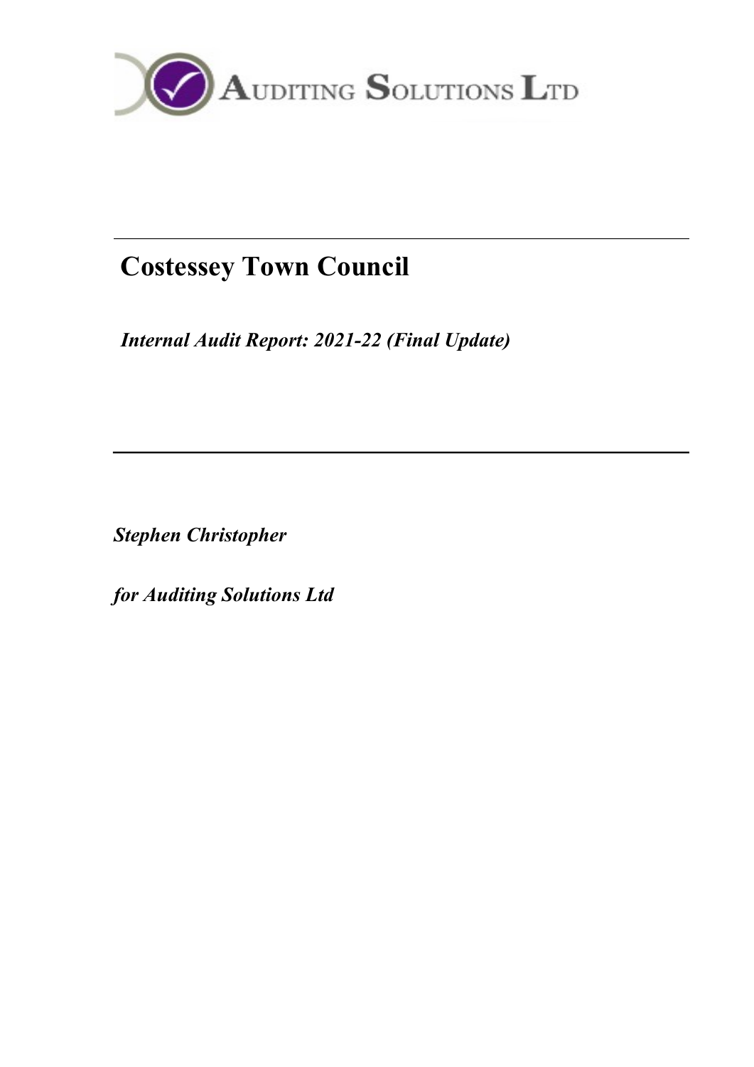AUDITING SOLUTIONS LTD

# Costessey Town Council

*Internal Audit Report: 2021-22 (Final Update)*

***Stephen Christopher***

***for Auditing Solutions Ltd***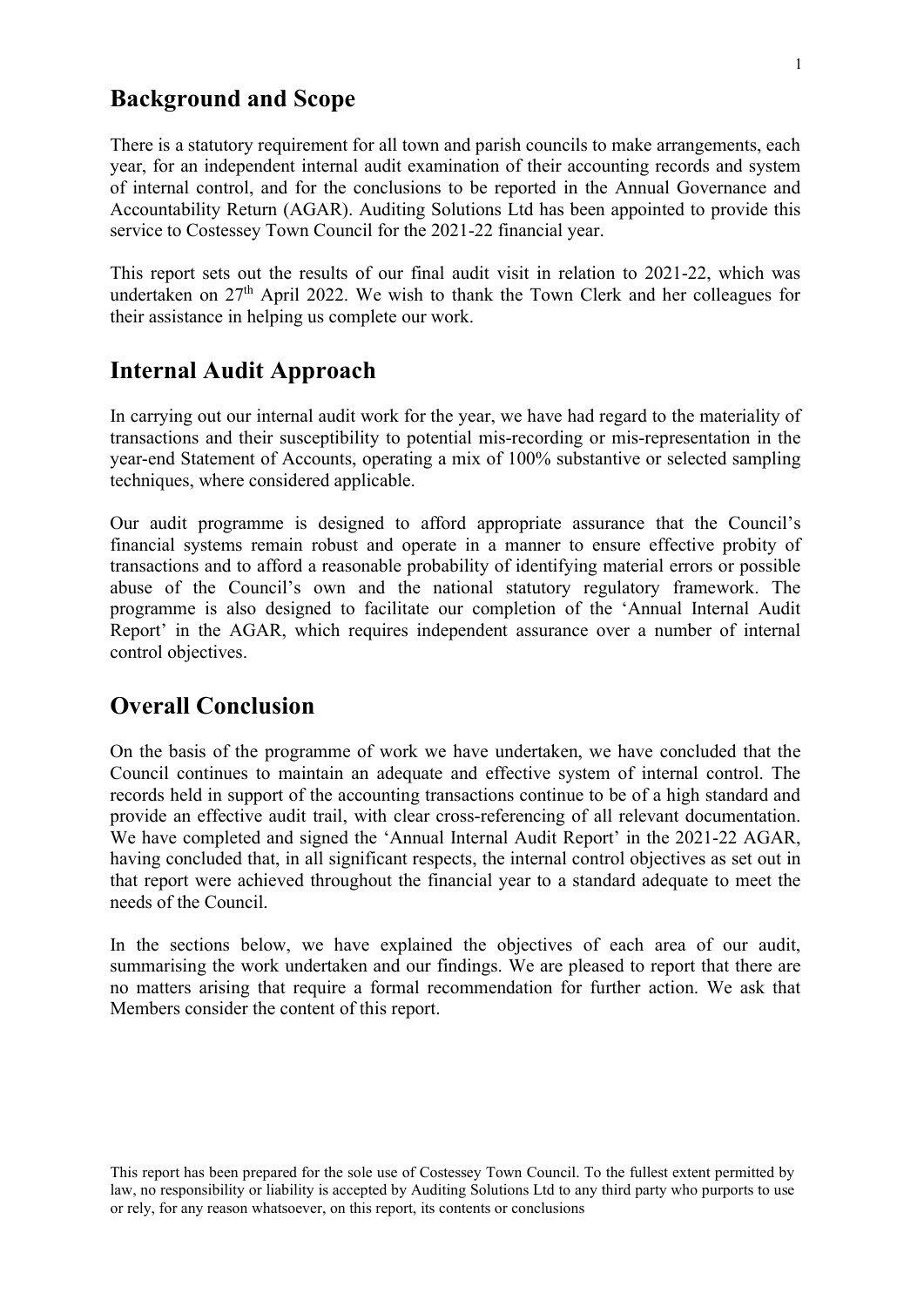## Background and Scope

There is a statutory requirement for all town and parish councils to make arrangements, each year, for an independent internal audit examination of their accounting records and system of internal control, and for the conclusions to be reported in the Annual Governance and Accountability Return (AGAR). Auditing Solutions Ltd has been appointed to provide this service to Costessey Town Council for the 2021-22 financial year.

This report sets out the results of our final audit visit in relation to 2021-22, which was undertaken on 27th April 2022. We wish to thank the Town Clerk and her colleagues for their assistance in helping us complete our work.

## Internal Audit Approach

In carrying out our internal audit work for the year, we have had regard to the materiality of transactions and their susceptibility to potential mis-recording or mis-representation in the year-end Statement of Accounts, operating a mix of 100% substantive or selected sampling techniques, where considered applicable.

Our audit programme is designed to afford appropriate assurance that the Council's financial systems remain robust and operate in a manner to ensure effective probity of transactions and to afford a reasonable probability of identifying material errors or possible abuse of the Council's own and the national statutory regulatory framework. The programme is also designed to facilitate our completion of the 'Annual Internal Audit Report' in the AGAR, which requires independent assurance over a number of internal control objectives.

## Overall Conclusion

On the basis of the programme of work we have undertaken, we have concluded that the Council continues to maintain an adequate and effective system of internal control. The records held in support of the accounting transactions continue to be of a high standard and provide an effective audit trail, with clear cross-referencing of all relevant documentation. We have completed and signed the 'Annual Internal Audit Report' in the 2021-22 AGAR, having concluded that, in all significant respects, the internal control objectives as set out in that report were achieved throughout the financial year to a standard adequate to meet the needs of the Council.

In the sections below, we have explained the objectives of each area of our audit, summarising the work undertaken and our findings. We are pleased to report that there are no matters arising that require a formal recommendation for further action. We ask that Members consider the content of this report.

This report has been prepared for the sole use of Costessey Town Council. To the fullest extent permitted by law, no responsibility or liability is accepted by Auditing Solutions Ltd to any third party who purports to use or rely, for any reason whatsoever, on this report, its contents or conclusions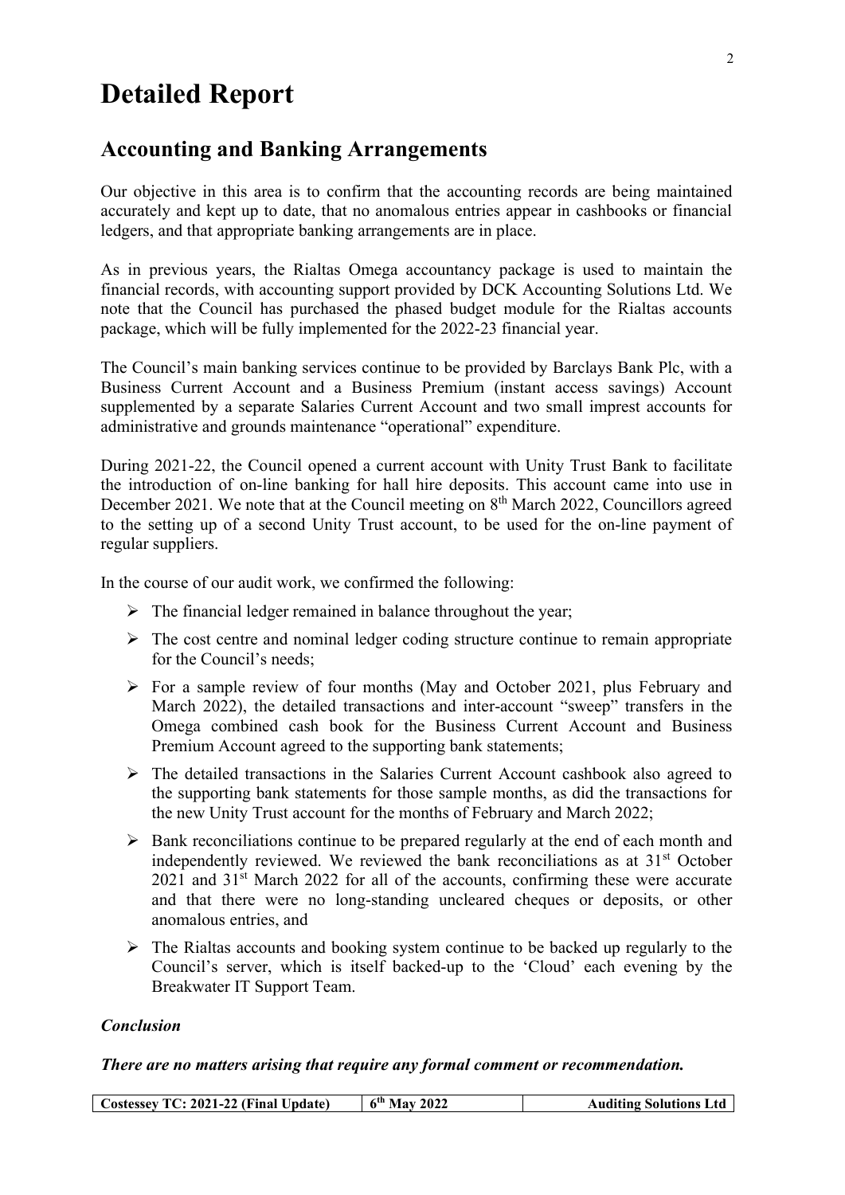# Detailed Report

## Accounting and Banking Arrangements

Our objective in this area is to confirm that the accounting records are being maintained accurately and kept up to date, that no anomalous entries appear in cashbooks or financial ledgers, and that appropriate banking arrangements are in place.

As in previous years, the Rialtas Omega accountancy package is used to maintain the financial records, with accounting support provided by DCK Accounting Solutions Ltd. We note that the Council has purchased the phased budget module for the Rialtas accounts package, which will be fully implemented for the 2022-23 financial year.

The Council's main banking services continue to be provided by Barclays Bank Plc, with a Business Current Account and a Business Premium (instant access savings) Account supplemented by a separate Salaries Current Account and two small imprest accounts for administrative and grounds maintenance "operational" expenditure.

During 2021-22, the Council opened a current account with Unity Trust Bank to facilitate the introduction of on-line banking for hall hire deposits. This account came into use in December 2021. We note that at the Council meeting on 8th March 2022, Councillors agreed to the setting up of a second Unity Trust account, to be used for the on-line payment of regular suppliers.

In the course of our audit work, we confirmed the following:

- The financial ledger remained in balance throughout the year;
- The cost centre and nominal ledger coding structure continue to remain appropriate for the Council's needs;
- For a sample review of four months (May and October 2021, plus February and March 2022), the detailed transactions and inter-account "sweep" transfers in the Omega combined cash book for the Business Current Account and Business Premium Account agreed to the supporting bank statements;
- The detailed transactions in the Salaries Current Account cashbook also agreed to the supporting bank statements for those sample months, as did the transactions for the new Unity Trust account for the months of February and March 2022;
- Bank reconciliations continue to be prepared regularly at the end of each month and independently reviewed. We reviewed the bank reconciliations as at 31st October 2021 and 31st March 2022 for all of the accounts, confirming these were accurate and that there were no long-standing uncleared cheques or deposits, or other anomalous entries, and
- The Rialtas accounts and booking system continue to be backed up regularly to the Council's server, which is itself backed-up to the 'Cloud' each evening by the Breakwater IT Support Team.

***Conclusion***

***There are no matters arising that require any formal comment or recommendation.***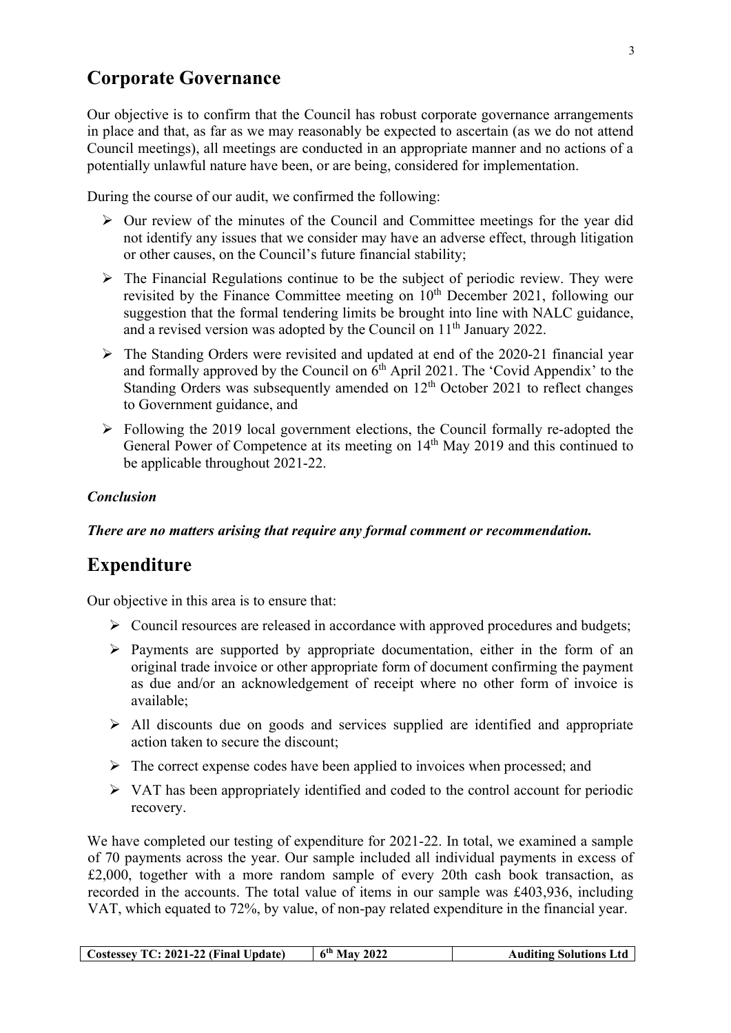## Corporate Governance

Our objective is to confirm that the Council has robust corporate governance arrangements in place and that, as far as we may reasonably be expected to ascertain (as we do not attend Council meetings), all meetings are conducted in an appropriate manner and no actions of a potentially unlawful nature have been, or are being, considered for implementation.

During the course of our audit, we confirmed the following:

- Our review of the minutes of the Council and Committee meetings for the year did not identify any issues that we consider may have an adverse effect, through litigation or other causes, on the Council's future financial stability;
- The Financial Regulations continue to be the subject of periodic review. They were revisited by the Finance Committee meeting on 10th December 2021, following our suggestion that the formal tendering limits be brought into line with NALC guidance, and a revised version was adopted by the Council on 11th January 2022.
- The Standing Orders were revisited and updated at end of the 2020-21 financial year and formally approved by the Council on 6th April 2021. The 'Covid Appendix' to the Standing Orders was subsequently amended on 12th October 2021 to reflect changes to Government guidance, and
- Following the 2019 local government elections, the Council formally re-adopted the General Power of Competence at its meeting on 14th May 2019 and this continued to be applicable throughout 2021-22.

### *Conclusion*

***There are no matters arising that require any formal comment or recommendation.***

## Expenditure

Our objective in this area is to ensure that:

- Council resources are released in accordance with approved procedures and budgets;
- Payments are supported by appropriate documentation, either in the form of an original trade invoice or other appropriate form of document confirming the payment as due and/or an acknowledgement of receipt where no other form of invoice is available;
- All discounts due on goods and services supplied are identified and appropriate action taken to secure the discount;
- The correct expense codes have been applied to invoices when processed; and
- VAT has been appropriately identified and coded to the control account for periodic recovery.

We have completed our testing of expenditure for 2021-22. In total, we examined a sample of 70 payments across the year. Our sample included all individual payments in excess of £2,000, together with a more random sample of every 20th cash book transaction, as recorded in the accounts. The total value of items in our sample was £403,936, including VAT, which equated to 72%, by value, of non-pay related expenditure in the financial year.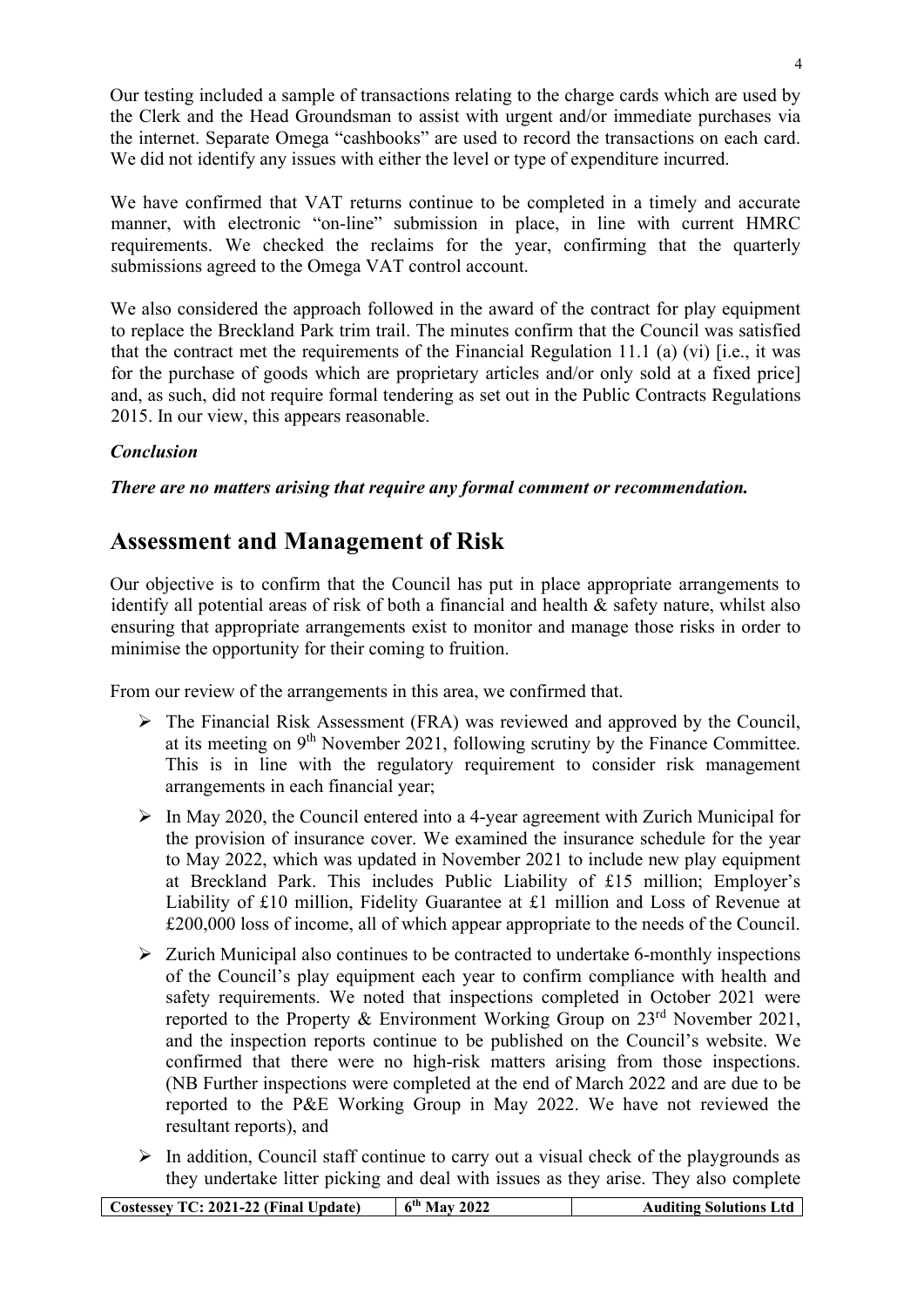Our testing included a sample of transactions relating to the charge cards which are used by the Clerk and the Head Groundsman to assist with urgent and/or immediate purchases via the internet. Separate Omega "cashbooks" are used to record the transactions on each card. We did not identify any issues with either the level or type of expenditure incurred.

We have confirmed that VAT returns continue to be completed in a timely and accurate manner, with electronic "on-line" submission in place, in line with current HMRC requirements. We checked the reclaims for the year, confirming that the quarterly submissions agreed to the Omega VAT control account.

We also considered the approach followed in the award of the contract for play equipment to replace the Breckland Park trim trail. The minutes confirm that the Council was satisfied that the contract met the requirements of the Financial Regulation 11.1 (a) (vi) [i.e., it was for the purchase of goods which are proprietary articles and/or only sold at a fixed price] and, as such, did not require formal tendering as set out in the Public Contracts Regulations 2015. In our view, this appears reasonable.

***Conclusion***

***There are no matters arising that require any formal comment or recommendation.***

## Assessment and Management of Risk

Our objective is to confirm that the Council has put in place appropriate arrangements to identify all potential areas of risk of both a financial and health & safety nature, whilst also ensuring that appropriate arrangements exist to monitor and manage those risks in order to minimise the opportunity for their coming to fruition.

From our review of the arrangements in this area, we confirmed that.

- The Financial Risk Assessment (FRA) was reviewed and approved by the Council, at its meeting on 9th November 2021, following scrutiny by the Finance Committee. This is in line with the regulatory requirement to consider risk management arrangements in each financial year;
- In May 2020, the Council entered into a 4-year agreement with Zurich Municipal for the provision of insurance cover. We examined the insurance schedule for the year to May 2022, which was updated in November 2021 to include new play equipment at Breckland Park. This includes Public Liability of £15 million; Employer's Liability of £10 million, Fidelity Guarantee at £1 million and Loss of Revenue at £200,000 loss of income, all of which appear appropriate to the needs of the Council.
- Zurich Municipal also continues to be contracted to undertake 6-monthly inspections of the Council's play equipment each year to confirm compliance with health and safety requirements. We noted that inspections completed in October 2021 were reported to the Property & Environment Working Group on 23rd November 2021, and the inspection reports continue to be published on the Council's website. We confirmed that there were no high-risk matters arising from those inspections. (NB Further inspections were completed at the end of March 2022 and are due to be reported to the P&E Working Group in May 2022. We have not reviewed the resultant reports), and
- In addition, Council staff continue to carry out a visual check of the playgrounds as they undertake litter picking and deal with issues as they arise. They also complete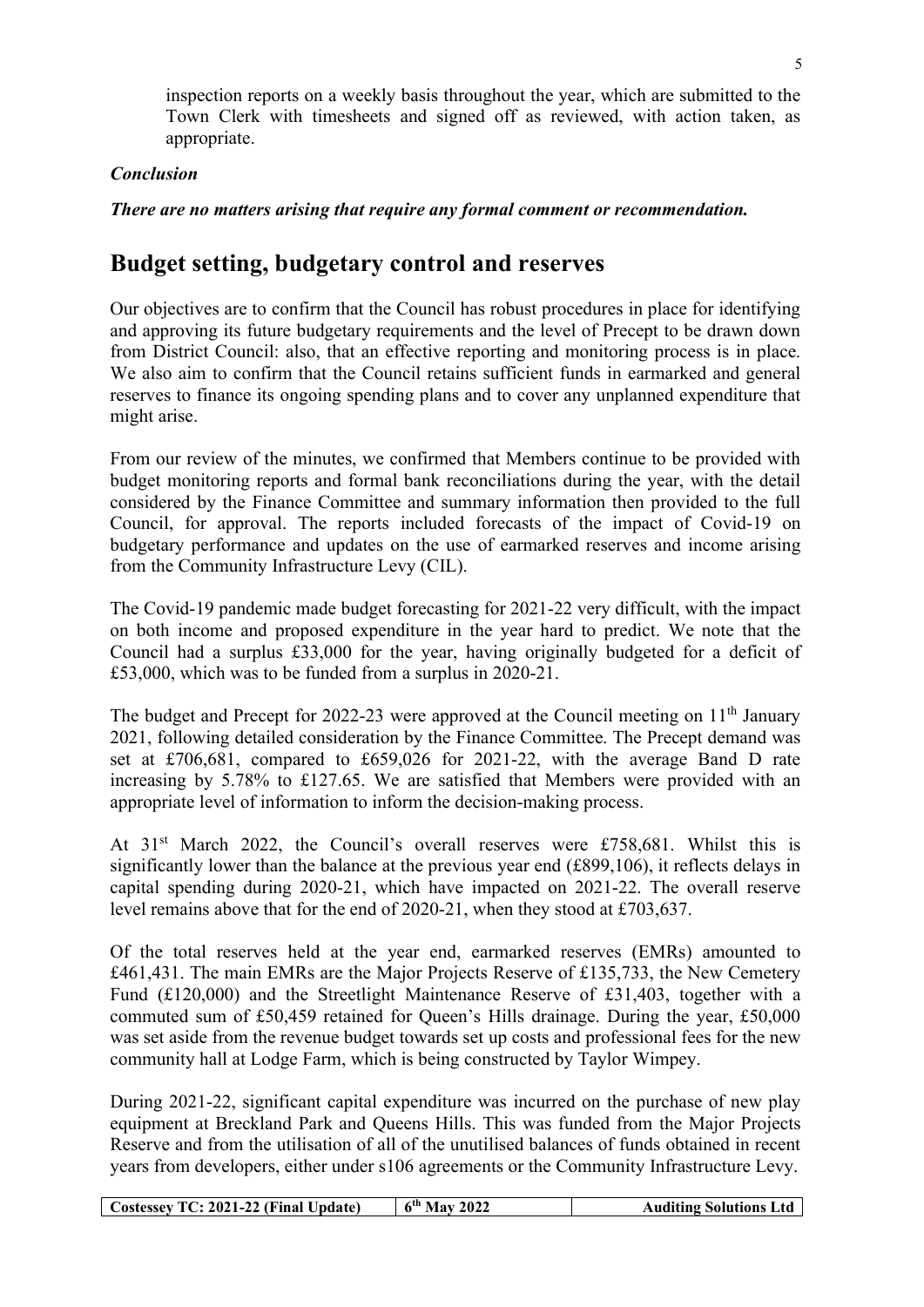inspection reports on a weekly basis throughout the year, which are submitted to the Town Clerk with timesheets and signed off as reviewed, with action taken, as appropriate.

***Conclusion***

***There are no matters arising that require any formal comment or recommendation.***

## Budget setting, budgetary control and reserves

Our objectives are to confirm that the Council has robust procedures in place for identifying and approving its future budgetary requirements and the level of Precept to be drawn down from District Council: also, that an effective reporting and monitoring process is in place. We also aim to confirm that the Council retains sufficient funds in earmarked and general reserves to finance its ongoing spending plans and to cover any unplanned expenditure that might arise.

From our review of the minutes, we confirmed that Members continue to be provided with budget monitoring reports and formal bank reconciliations during the year, with the detail considered by the Finance Committee and summary information then provided to the full Council, for approval. The reports included forecasts of the impact of Covid-19 on budgetary performance and updates on the use of earmarked reserves and income arising from the Community Infrastructure Levy (CIL).

The Covid-19 pandemic made budget forecasting for 2021-22 very difficult, with the impact on both income and proposed expenditure in the year hard to predict. We note that the Council had a surplus £33,000 for the year, having originally budgeted for a deficit of £53,000, which was to be funded from a surplus in 2020-21.

The budget and Precept for 2022-23 were approved at the Council meeting on 11th January 2021, following detailed consideration by the Finance Committee. The Precept demand was set at £706,681, compared to £659,026 for 2021-22, with the average Band D rate increasing by 5.78% to £127.65. We are satisfied that Members were provided with an appropriate level of information to inform the decision-making process.

At 31st March 2022, the Council's overall reserves were £758,681. Whilst this is significantly lower than the balance at the previous year end (£899,106), it reflects delays in capital spending during 2020-21, which have impacted on 2021-22. The overall reserve level remains above that for the end of 2020-21, when they stood at £703,637.

Of the total reserves held at the year end, earmarked reserves (EMRs) amounted to £461,431. The main EMRs are the Major Projects Reserve of £135,733, the New Cemetery Fund (£120,000) and the Streetlight Maintenance Reserve of £31,403, together with a commuted sum of £50,459 retained for Queen's Hills drainage. During the year, £50,000 was set aside from the revenue budget towards set up costs and professional fees for the new community hall at Lodge Farm, which is being constructed by Taylor Wimpey.

During 2021-22, significant capital expenditure was incurred on the purchase of new play equipment at Breckland Park and Queens Hills. This was funded from the Major Projects Reserve and from the utilisation of all of the unutilised balances of funds obtained in recent years from developers, either under s106 agreements or the Community Infrastructure Levy.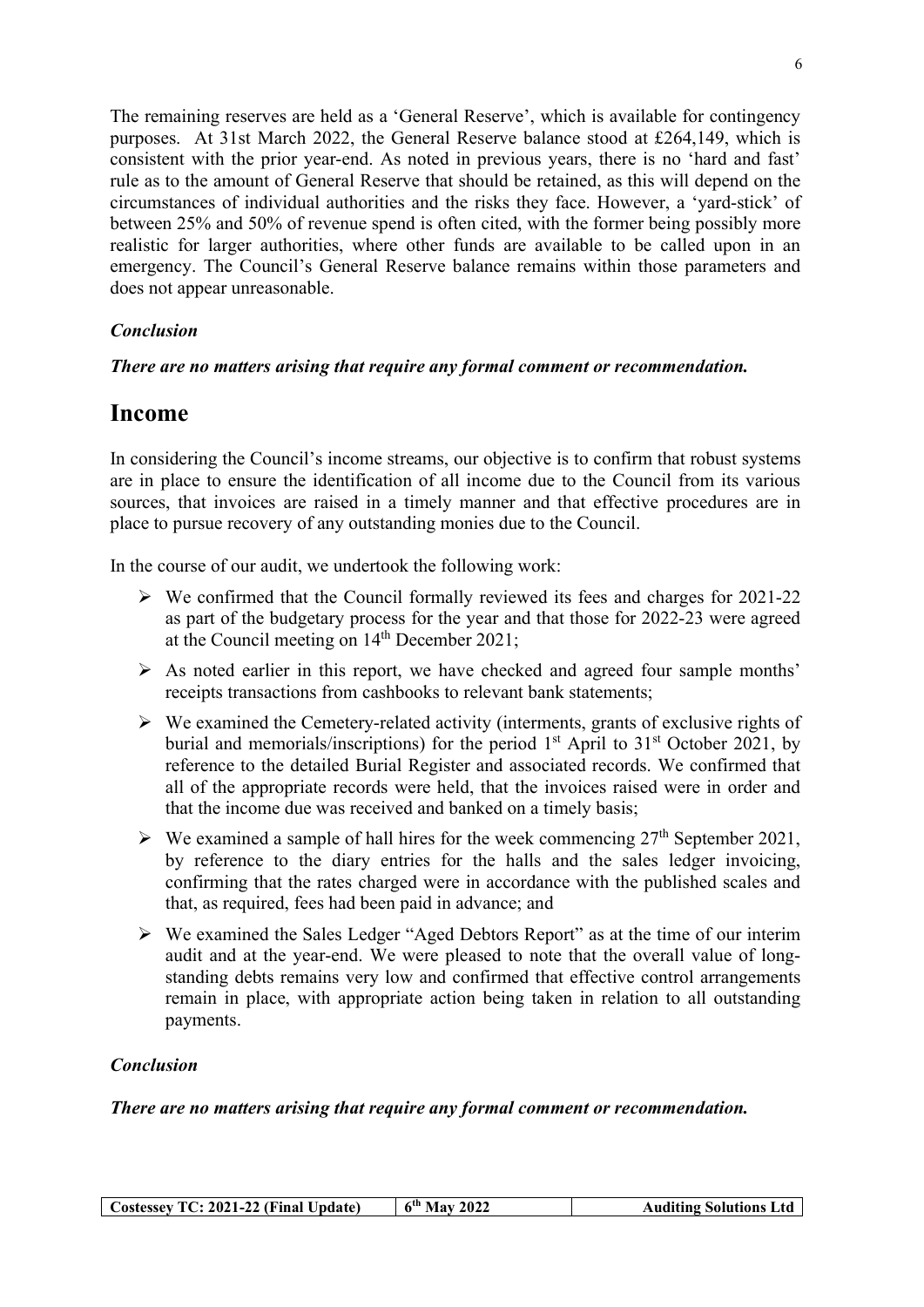The remaining reserves are held as a 'General Reserve', which is available for contingency purposes. At 31st March 2022, the General Reserve balance stood at £264,149, which is consistent with the prior year-end. As noted in previous years, there is no 'hard and fast' rule as to the amount of General Reserve that should be retained, as this will depend on the circumstances of individual authorities and the risks they face. However, a 'yard-stick' of between 25% and 50% of revenue spend is often cited, with the former being possibly more realistic for larger authorities, where other funds are available to be called upon in an emergency. The Council's General Reserve balance remains within those parameters and does not appear unreasonable.

***Conclusion***

***There are no matters arising that require any formal comment or recommendation.***

# Income

In considering the Council's income streams, our objective is to confirm that robust systems are in place to ensure the identification of all income due to the Council from its various sources, that invoices are raised in a timely manner and that effective procedures are in place to pursue recovery of any outstanding monies due to the Council.

In the course of our audit, we undertook the following work:

- We confirmed that the Council formally reviewed its fees and charges for 2021-22 as part of the budgetary process for the year and that those for 2022-23 were agreed at the Council meeting on 14th December 2021;
- As noted earlier in this report, we have checked and agreed four sample months' receipts transactions from cashbooks to relevant bank statements;
- We examined the Cemetery-related activity (interments, grants of exclusive rights of burial and memorials/inscriptions) for the period 1st April to 31st October 2021, by reference to the detailed Burial Register and associated records. We confirmed that all of the appropriate records were held, that the invoices raised were in order and that the income due was received and banked on a timely basis;
- We examined a sample of hall hires for the week commencing 27th September 2021, by reference to the diary entries for the halls and the sales ledger invoicing, confirming that the rates charged were in accordance with the published scales and that, as required, fees had been paid in advance; and
- We examined the Sales Ledger "Aged Debtors Report" as at the time of our interim audit and at the year-end. We were pleased to note that the overall value of long-standing debts remains very low and confirmed that effective control arrangements remain in place, with appropriate action being taken in relation to all outstanding payments.

***Conclusion***

***There are no matters arising that require any formal comment or recommendation.***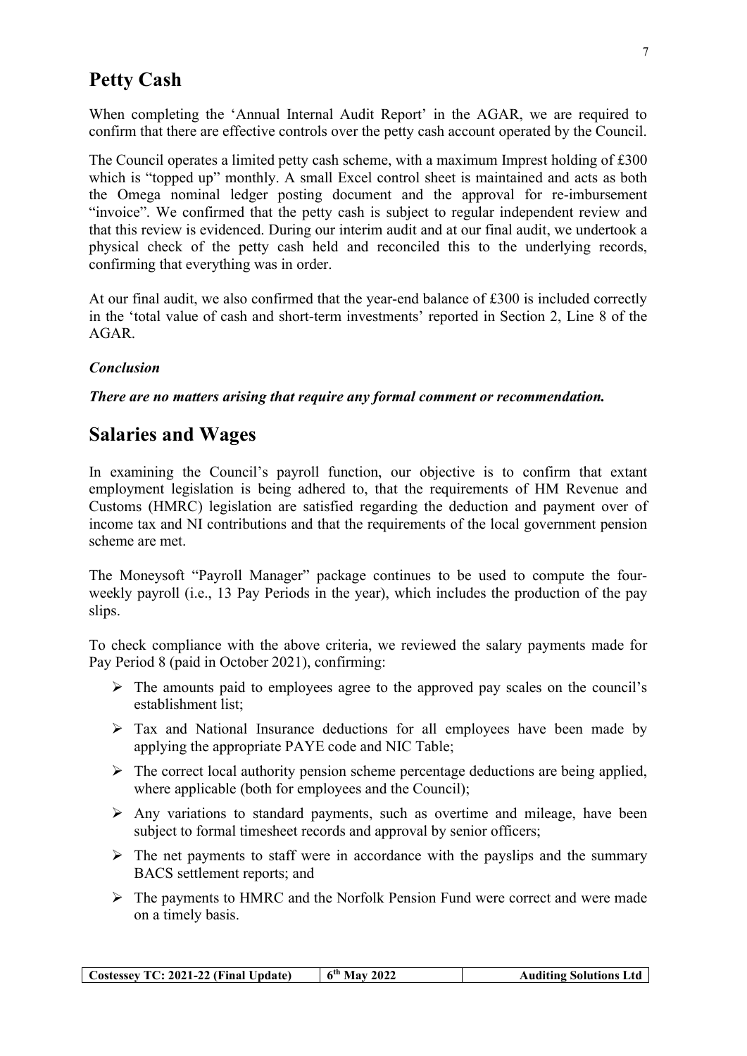## Petty Cash

When completing the 'Annual Internal Audit Report' in the AGAR, we are required to confirm that there are effective controls over the petty cash account operated by the Council.

The Council operates a limited petty cash scheme, with a maximum Imprest holding of £300 which is "topped up" monthly. A small Excel control sheet is maintained and acts as both the Omega nominal ledger posting document and the approval for re-imbursement "invoice". We confirmed that the petty cash is subject to regular independent review and that this review is evidenced. During our interim audit and at our final audit, we undertook a physical check of the petty cash held and reconciled this to the underlying records, confirming that everything was in order.

At our final audit, we also confirmed that the year-end balance of £300 is included correctly in the 'total value of cash and short-term investments' reported in Section 2, Line 8 of the AGAR.

***Conclusion***

***There are no matters arising that require any formal comment or recommendation.***

## Salaries and Wages

In examining the Council's payroll function, our objective is to confirm that extant employment legislation is being adhered to, that the requirements of HM Revenue and Customs (HMRC) legislation are satisfied regarding the deduction and payment over of income tax and NI contributions and that the requirements of the local government pension scheme are met.

The Moneysoft "Payroll Manager" package continues to be used to compute the four-weekly payroll (i.e., 13 Pay Periods in the year), which includes the production of the pay slips.

To check compliance with the above criteria, we reviewed the salary payments made for Pay Period 8 (paid in October 2021), confirming:

- The amounts paid to employees agree to the approved pay scales on the council's establishment list;
- Tax and National Insurance deductions for all employees have been made by applying the appropriate PAYE code and NIC Table;
- The correct local authority pension scheme percentage deductions are being applied, where applicable (both for employees and the Council);
- Any variations to standard payments, such as overtime and mileage, have been subject to formal timesheet records and approval by senior officers;
- The net payments to staff were in accordance with the payslips and the summary BACS settlement reports; and
- The payments to HMRC and the Norfolk Pension Fund were correct and were made on a timely basis.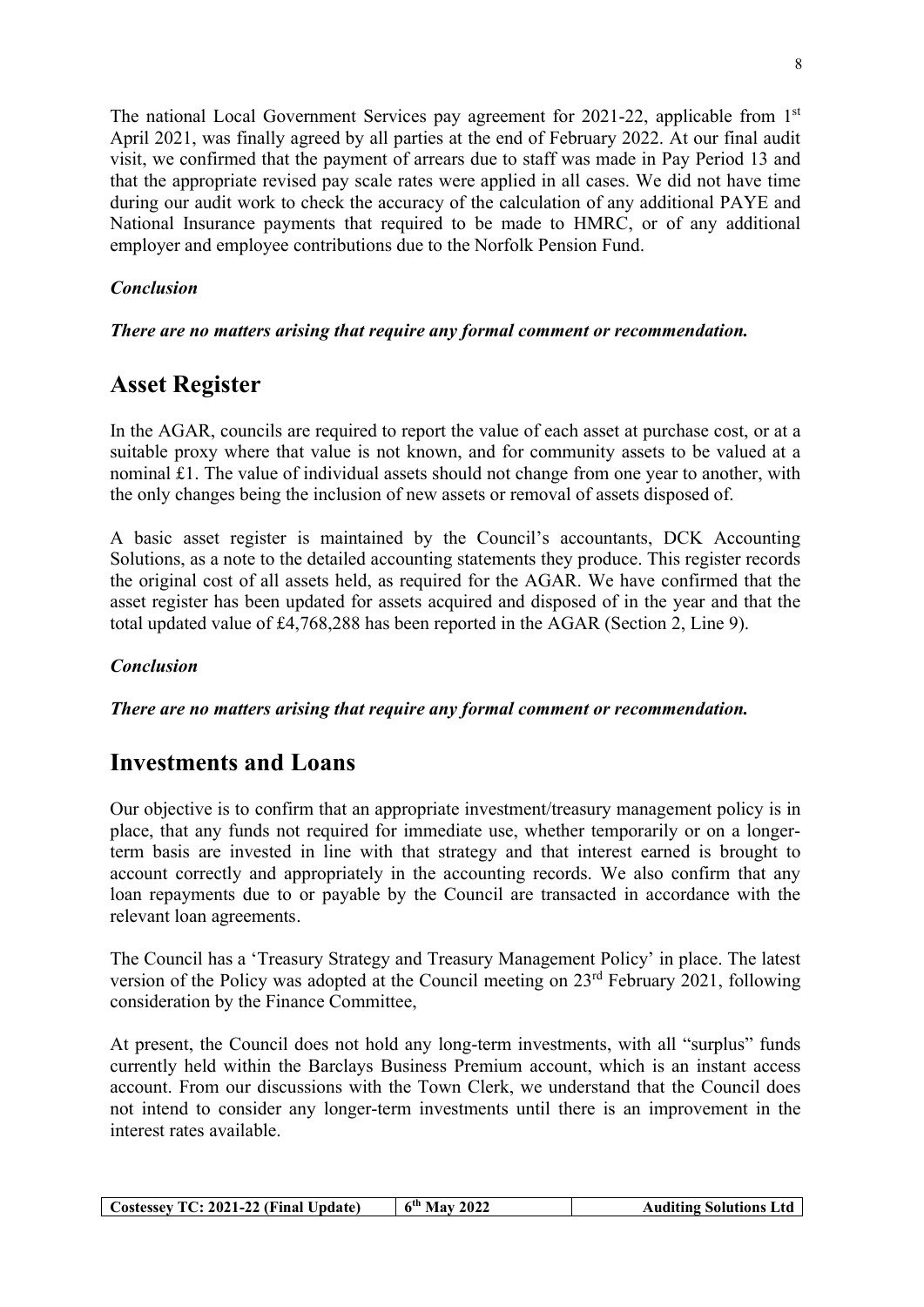The national Local Government Services pay agreement for 2021-22, applicable from 1st April 2021, was finally agreed by all parties at the end of February 2022. At our final audit visit, we confirmed that the payment of arrears due to staff was made in Pay Period 13 and that the appropriate revised pay scale rates were applied in all cases. We did not have time during our audit work to check the accuracy of the calculation of any additional PAYE and National Insurance payments that required to be made to HMRC, or of any additional employer and employee contributions due to the Norfolk Pension Fund.

***Conclusion***

***There are no matters arising that require any formal comment or recommendation.***

## Asset Register

In the AGAR, councils are required to report the value of each asset at purchase cost, or at a suitable proxy where that value is not known, and for community assets to be valued at a nominal £1. The value of individual assets should not change from one year to another, with the only changes being the inclusion of new assets or removal of assets disposed of.

A basic asset register is maintained by the Council's accountants, DCK Accounting Solutions, as a note to the detailed accounting statements they produce. This register records the original cost of all assets held, as required for the AGAR. We have confirmed that the asset register has been updated for assets acquired and disposed of in the year and that the total updated value of £4,768,288 has been reported in the AGAR (Section 2, Line 9).

***Conclusion***

***There are no matters arising that require any formal comment or recommendation.***

## Investments and Loans

Our objective is to confirm that an appropriate investment/treasury management policy is in place, that any funds not required for immediate use, whether temporarily or on a longer-term basis are invested in line with that strategy and that interest earned is brought to account correctly and appropriately in the accounting records. We also confirm that any loan repayments due to or payable by the Council are transacted in accordance with the relevant loan agreements.

The Council has a 'Treasury Strategy and Treasury Management Policy' in place. The latest version of the Policy was adopted at the Council meeting on 23rd February 2021, following consideration by the Finance Committee,

At present, the Council does not hold any long-term investments, with all "surplus" funds currently held within the Barclays Business Premium account, which is an instant access account. From our discussions with the Town Clerk, we understand that the Council does not intend to consider any longer-term investments until there is an improvement in the interest rates available.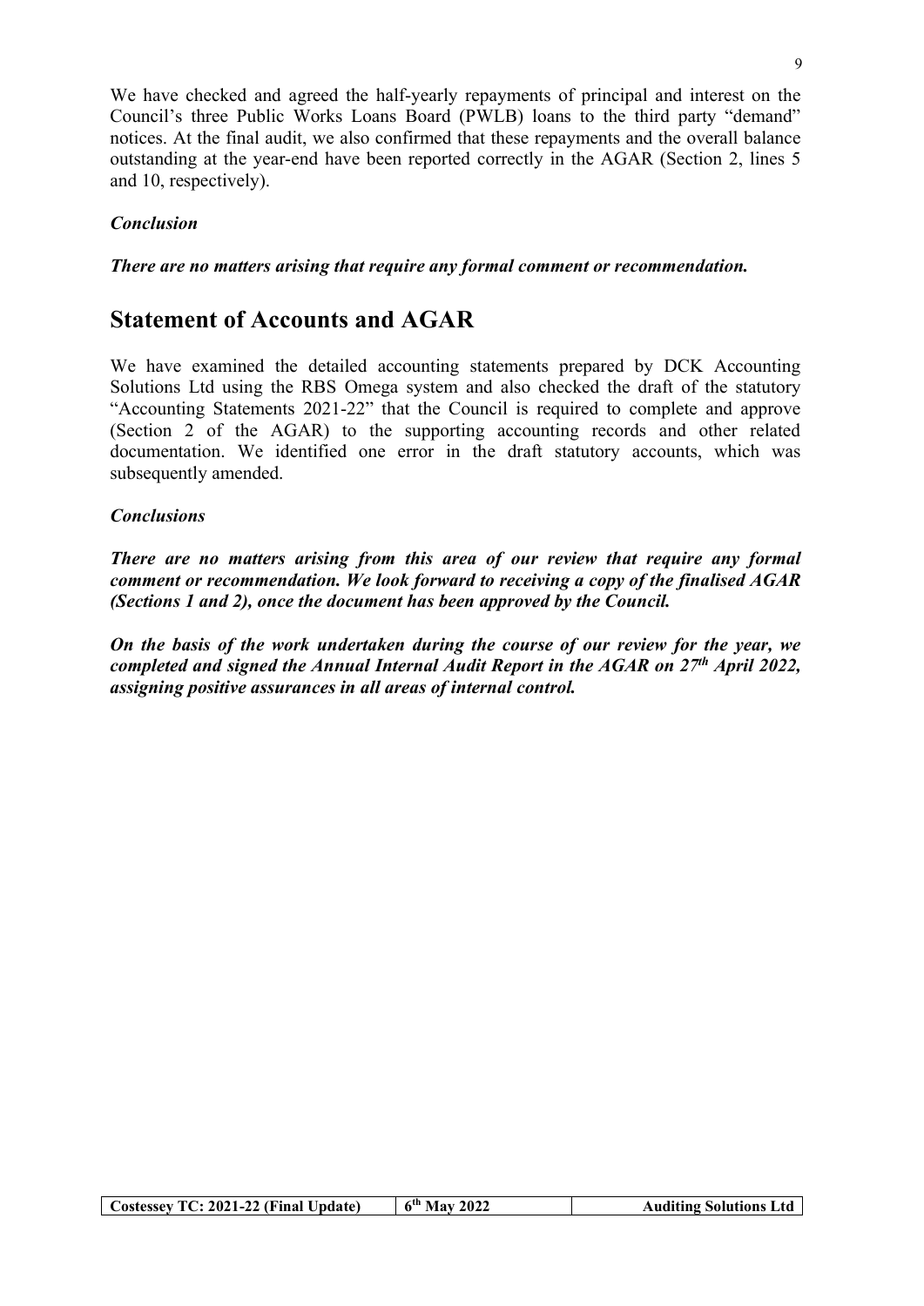We have checked and agreed the half-yearly repayments of principal and interest on the Council's three Public Works Loans Board (PWLB) loans to the third party "demand" notices. At the final audit, we also confirmed that these repayments and the overall balance outstanding at the year-end have been reported correctly in the AGAR (Section 2, lines 5 and 10, respectively).

***Conclusion***

***There are no matters arising that require any formal comment or recommendation.***

## Statement of Accounts and AGAR

We have examined the detailed accounting statements prepared by DCK Accounting Solutions Ltd using the RBS Omega system and also checked the draft of the statutory "Accounting Statements 2021-22" that the Council is required to complete and approve (Section 2 of the AGAR) to the supporting accounting records and other related documentation. We identified one error in the draft statutory accounts, which was subsequently amended.

***Conclusions***

***There are no matters arising from this area of our review that require any formal comment or recommendation. We look forward to receiving a copy of the finalised AGAR (Sections 1 and 2), once the document has been approved by the Council.***

***On the basis of the work undertaken during the course of our review for the year, we completed and signed the Annual Internal Audit Report in the AGAR on 27th April 2022, assigning positive assurances in all areas of internal control.***